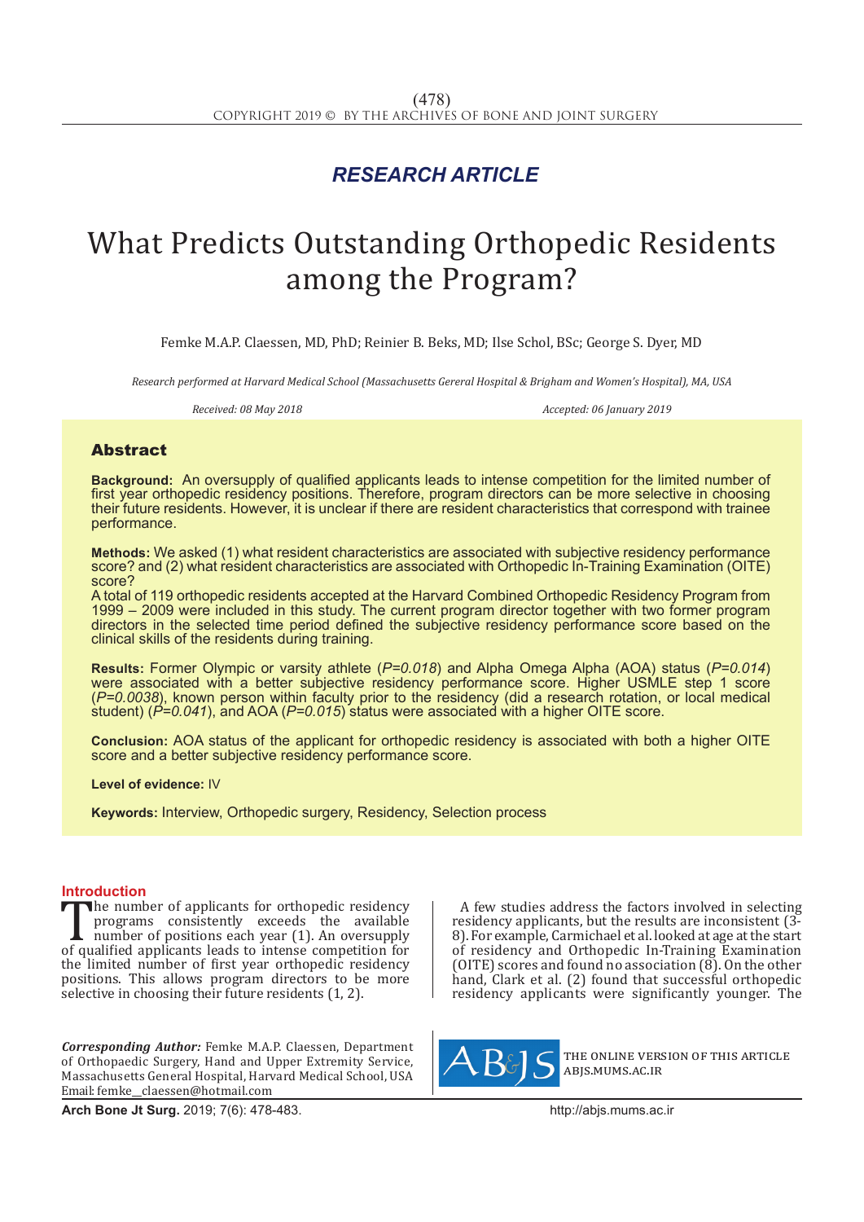*RESEARCH ARTICLE*

# What Predicts Outstanding Orthopedic Residents among the Program?

Femke M.A.P. Claessen, MD, PhD; Reinier B. Beks, MD; Ilse Schol, BSc; George S. Dyer, MD

*Research performed at Harvard Medical School (Massachusetts Gereral Hospital & Brigham and Women's Hospital), MA, USA*

*Received: 08 May 2018* *Accepted: 06 January 2019*

## Abstract

**Background:** An oversupply of qualified applicants leads to intense competition for the limited number of first year orthopedic residency positions. Therefore, program directors can be more selective in choosing their future residents. However, it is unclear if there are resident characteristics that correspond with trainee performance.

**Methods:** We asked (1) what resident characteristics are associated with subjective residency performance score? and (2) what resident characteristics are associated with Orthopedic In-Training Examination (OITE) score?

A total of 119 orthopedic residents accepted at the Harvard Combined Orthopedic Residency Program from 1999 – 2009 were included in this study. The current program director together with two former program directors in the selected time period defined the subjective residency performance score based on the clinical skills of the residents during training.

**Results:** Former Olympic or varsity athlete (*P=0.018*) and Alpha Omega Alpha (AOA) status (*P=0.014*) were associated with a better subjective residency performance score. Higher USMLE step 1 score (*P=0.0038*), known person within faculty prior to the residency (did a research rotation, or local medical student) (*P=0.041*), and AOA (*P=0.015*) status were associated with a higher OITE score.

**Conclusion:** AOA status of the applicant for orthopedic residency is associated with both a higher OITE score and a better subjective residency performance score.

**Level of evidence:** IV

**Keywords:** Interview, Orthopedic surgery, Residency, Selection process

## Introduction

The number of applicants for orthopedic residency programs consistently exceeds the available number of positions each year (1). An oversupply of qualified applicants leads to intense competition for the limited number of first year orthopedic residency positions. This allows program directors to be more selective in choosing their future residents (1, 2).

A few studies address the factors involved in selecting residency applicants, but the results are inconsistent (3-8). For example, Carmichael et al. looked at age at the start of residency and Orthopedic In-Training Examination (OITE) scores and found no association (8). On the other hand, Clark et al. (2) found that successful orthopedic residency applicants were significantly younger. The

***Corresponding Author:*** Femke M.A.P. Claessen, Department of Orthopaedic Surgery, Hand and Upper Extremity Service, Massachusetts General Hospital, Harvard Medical School, USA
Email: femke__claessen@hotmail.com

THE ONLINE VERSION OF THIS ARTICLE
ABJS.MUMS.AC.IR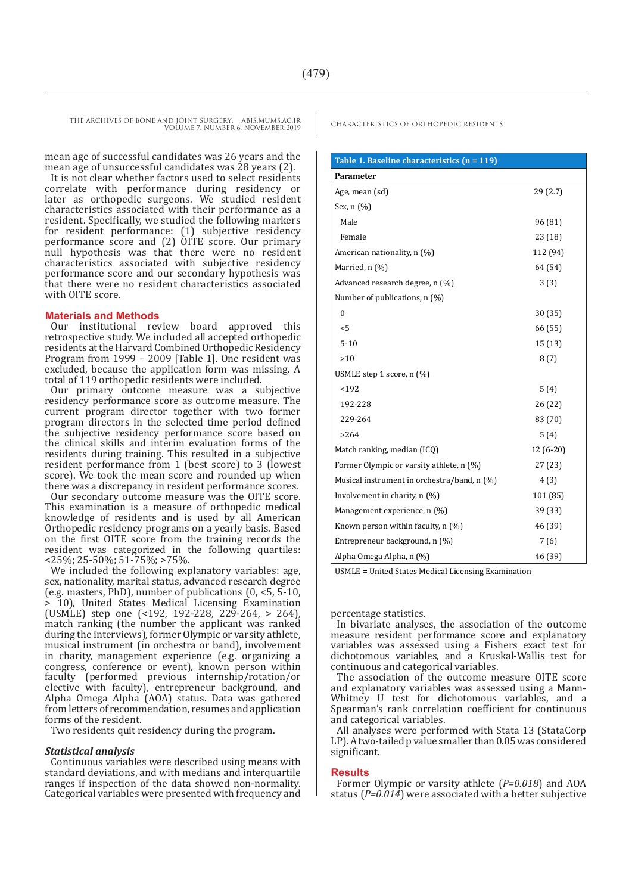mean age of successful candidates was 26 years and the mean age of unsuccessful candidates was 28 years (2).

It is not clear whether factors used to select residents correlate with performance during residency or later as orthopedic surgeons. We studied resident characteristics associated with their performance as a resident. Specifically, we studied the following markers for resident performance: (1) subjective residency performance score and (2) OITE score. Our primary null hypothesis was that there were no resident characteristics associated with subjective residency performance score and our secondary hypothesis was that there were no resident characteristics associated with OITE score.

## Materials and Methods

Our institutional review board approved this retrospective study. We included all accepted orthopedic residents at the Harvard Combined Orthopedic Residency Program from 1999 – 2009 [Table 1]. One resident was excluded, because the application form was missing. A total of 119 orthopedic residents were included.

Our primary outcome measure was a subjective residency performance score as outcome measure. The current program director together with two former program directors in the selected time period defined the subjective residency performance score based on the clinical skills and interim evaluation forms of the residents during training. This resulted in a subjective resident performance from 1 (best score) to 3 (lowest score). We took the mean score and rounded up when there was a discrepancy in resident performance scores.

Our secondary outcome measure was the OITE score. This examination is a measure of orthopedic medical knowledge of residents and is used by all American Orthopedic residency programs on a yearly basis. Based on the first OITE score from the training records the resident was categorized in the following quartiles: <25%; 25-50%; 51-75%; >75%.

We included the following explanatory variables: age, sex, nationality, marital status, advanced research degree (e.g. masters, PhD), number of publications (0, <5, 5-10, > 10), United States Medical Licensing Examination (USMLE) step one (<192, 192-228, 229-264, > 264), match ranking (the number the applicant was ranked during the interviews), former Olympic or varsity athlete, musical instrument (in orchestra or band), involvement in charity, management experience (e.g. organizing a congress, conference or event), known person within faculty (performed previous internship/rotation/or elective with faculty), entrepreneur background, and Alpha Omega Alpha (AOA) status. Data was gathered from letters of recommendation, resumes and application forms of the resident.

Two residents quit residency during the program.

### *Statistical analysis*

Continuous variables were described using means with standard deviations, and with medians and interquartile ranges if inspection of the data showed non-normality. Categorical variables were presented with frequency and percentage statistics.

In bivariate analyses, the association of the outcome measure resident performance score and explanatory variables was assessed using a Fishers exact test for dichotomous variables, and a Kruskal-Wallis test for continuous and categorical variables.

The association of the outcome measure OITE score and explanatory variables was assessed using a Mann-Whitney U test for dichotomous variables, and a Spearman's rank correlation coefficient for continuous and categorical variables.

All analyses were performed with Stata 13 (StataCorp LP). A two-tailed p value smaller than 0.05 was considered significant.

**Table 1. Baseline characteristics (n = 119)**

| Parameter | |
|---|---|
| Age, mean (sd) | 29 (2.7) |
| Sex, n (%) | |
| Male | 96 (81) |
| Female | 23 (18) |
| American nationality, n (%) | 112 (94) |
| Married, n (%) | 64 (54) |
| Advanced research degree, n (%) | 3 (3) |
| Number of publications, n (%) | |
| 0 | 30 (35) |
| <5 | 66 (55) |
| 5-10 | 15 (13) |
| >10 | 8 (7) |
| USMLE step 1 score, n (%) | |
| <192 | 5 (4) |
| 192-228 | 26 (22) |
| 229-264 | 83 (70) |
| >264 | 5 (4) |
| Match ranking, median (ICQ) | 12 (6-20) |
| Former Olympic or varsity athlete, n (%) | 27 (23) |
| Musical instrument in orchestra/band, n (%) | 4 (3) |
| Involvement in charity, n (%) | 101 (85) |
| Management experience, n (%) | 39 (33) |
| Known person within faculty, n (%) | 46 (39) |
| Entrepreneur background, n (%) | 7 (6) |
| Alpha Omega Alpha, n (%) | 46 (39) |

USMLE = United States Medical Licensing Examination

## Results

Former Olympic or varsity athlete (*P=0.018*) and AOA status (*P=0.014*) were associated with a better subjective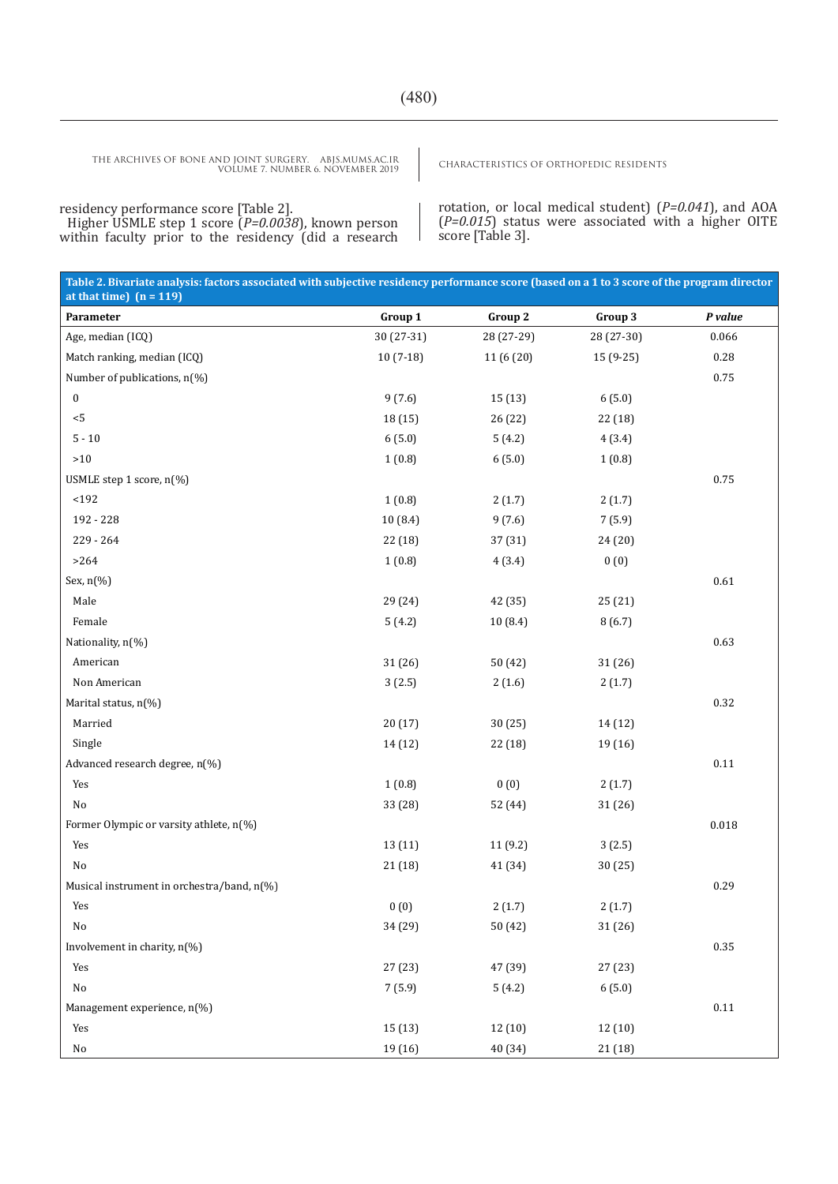residency performance score [Table 2].

Higher USMLE step 1 score (*P=0.0038*), known person within faculty prior to the residency (did a research rotation, or local medical student) (*P=0.041*), and AOA (*P=0.015*) status were associated with a higher OITE score [Table 3].

**Table 2. Bivariate analysis: factors associated with subjective residency performance score (based on a 1 to 3 score of the program director at that time) (n = 119)**

| Parameter | Group 1 | Group 2 | Group 3 | *P value* |
|---|---|---|---|---|
| Age, median (ICQ) | 30 (27-31) | 28 (27-29) | 28 (27-30) | 0.066 |
| Match ranking, median (ICQ) | 10 (7-18) | 11 (6 (20) | 15 (9-25) | 0.28 |
| Number of publications, n(%) | | | | 0.75 |
| 0 | 9 (7.6) | 15 (13) | 6 (5.0) | |
| <5 | 18 (15) | 26 (22) | 22 (18) | |
| 5 - 10 | 6 (5.0) | 5 (4.2) | 4 (3.4) | |
| >10 | 1 (0.8) | 6 (5.0) | 1 (0.8) | |
| USMLE step 1 score, n(%) | | | | 0.75 |
| <192 | 1 (0.8) | 2 (1.7) | 2 (1.7) | |
| 192 - 228 | 10 (8.4) | 9 (7.6) | 7 (5.9) | |
| 229 - 264 | 22 (18) | 37 (31) | 24 (20) | |
| >264 | 1 (0.8) | 4 (3.4) | 0 (0) | |
| Sex, n(%) | | | | 0.61 |
| Male | 29 (24) | 42 (35) | 25 (21) | |
| Female | 5 (4.2) | 10 (8.4) | 8 (6.7) | |
| Nationality, n(%) | | | | 0.63 |
| American | 31 (26) | 50 (42) | 31 (26) | |
| Non American | 3 (2.5) | 2 (1.6) | 2 (1.7) | |
| Marital status, n(%) | | | | 0.32 |
| Married | 20 (17) | 30 (25) | 14 (12) | |
| Single | 14 (12) | 22 (18) | 19 (16) | |
| Advanced research degree, n(%) | | | | 0.11 |
| Yes | 1 (0.8) | 0 (0) | 2 (1.7) | |
| No | 33 (28) | 52 (44) | 31 (26) | |
| Former Olympic or varsity athlete, n(%) | | | | 0.018 |
| Yes | 13 (11) | 11 (9.2) | 3 (2.5) | |
| No | 21 (18) | 41 (34) | 30 (25) | |
| Musical instrument in orchestra/band, n(%) | | | | 0.29 |
| Yes | 0 (0) | 2 (1.7) | 2 (1.7) | |
| No | 34 (29) | 50 (42) | 31 (26) | |
| Involvement in charity, n(%) | | | | 0.35 |
| Yes | 27 (23) | 47 (39) | 27 (23) | |
| No | 7 (5.9) | 5 (4.2) | 6 (5.0) | |
| Management experience, n(%) | | | | 0.11 |
| Yes | 15 (13) | 12 (10) | 12 (10) | |
| No | 19 (16) | 40 (34) | 21 (18) | |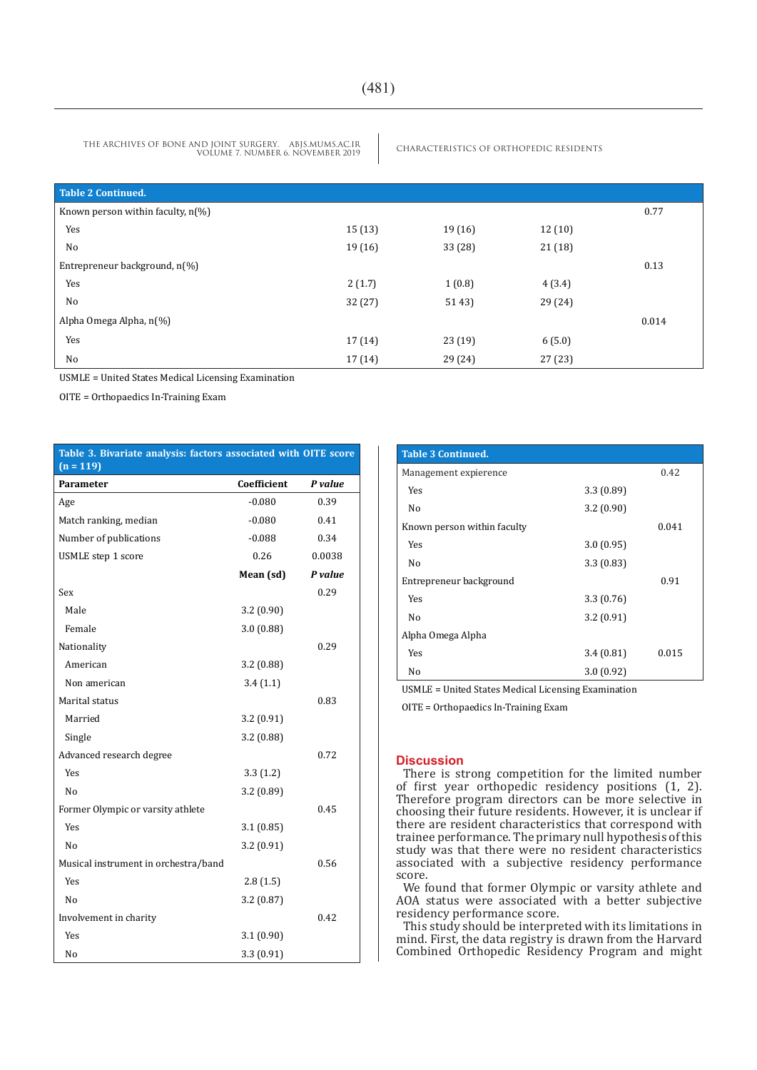| Table 2 Continued. | | | | |
|---|---|---|---|---|
| Known person within faculty, n(%) | | | | 0.77 |
| Yes | 15 (13) | 19 (16) | 12 (10) | |
| No | 19 (16) | 33 (28) | 21 (18) | |
| Entrepreneur background, n(%) | | | | 0.13 |
| Yes | 2 (1.7) | 1 (0.8) | 4 (3.4) | |
| No | 32 (27) | 51 43) | 29 (24) | |
| Alpha Omega Alpha, n(%) | | | | 0.014 |
| Yes | 17 (14) | 23 (19) | 6 (5.0) | |
| No | 17 (14) | 29 (24) | 27 (23) | |

USMLE = United States Medical Licensing Examination

OITE = Orthopaedics In-Training Exam

**Table 3. Bivariate analysis: factors associated with OITE score (n = 119)**

| Parameter | Coefficient | *P value* |
|---|---|---|
| Age | -0.080 | 0.39 |
| Match ranking, median | -0.080 | 0.41 |
| Number of publications | -0.088 | 0.34 |
| USMLE step 1 score | 0.26 | 0.0038 |
| | **Mean (sd)** | ***P value*** |
| Sex | | 0.29 |
| Male | 3.2 (0.90) | |
| Female | 3.0 (0.88) | |
| Nationality | | 0.29 |
| American | 3.2 (0.88) | |
| Non american | 3.4 (1.1) | |
| Marital status | | 0.83 |
| Married | 3.2 (0.91) | |
| Single | 3.2 (0.88) | |
| Advanced research degree | | 0.72 |
| Yes | 3.3 (1.2) | |
| No | 3.2 (0.89) | |
| Former Olympic or varsity athlete | | 0.45 |
| Yes | 3.1 (0.85) | |
| No | 3.2 (0.91) | |
| Musical instrument in orchestra/band | | 0.56 |
| Yes | 2.8 (1.5) | |
| No | 3.2 (0.87) | |
| Involvement in charity | | 0.42 |
| Yes | 3.1 (0.90) | |
| No | 3.3 (0.91) | |
| *Table 3 Continued.* | | |
| Management expierence | | 0.42 |
| Yes | 3.3 (0.89) | |
| No | 3.2 (0.90) | |
| Known person within faculty | | 0.041 |
| Yes | 3.0 (0.95) | |
| No | 3.3 (0.83) | |
| Entrepreneur background | | 0.91 |
| Yes | 3.3 (0.76) | |
| No | 3.2 (0.91) | |
| Alpha Omega Alpha | | |
| Yes | 3.4 (0.81) | 0.015 |
| No | 3.0 (0.92) | |

USMLE = United States Medical Licensing Examination

OITE = Orthopaedics In-Training Exam

## Discussion

There is strong competition for the limited number of first year orthopedic residency positions (1, 2). Therefore program directors can be more selective in choosing their future residents. However, it is unclear if there are resident characteristics that correspond with trainee performance. The primary null hypothesis of this study was that there were no resident characteristics associated with a subjective residency performance score.

We found that former Olympic or varsity athlete and AOA status were associated with a better subjective residency performance score.

This study should be interpreted with its limitations in mind. First, the data registry is drawn from the Harvard Combined Orthopedic Residency Program and might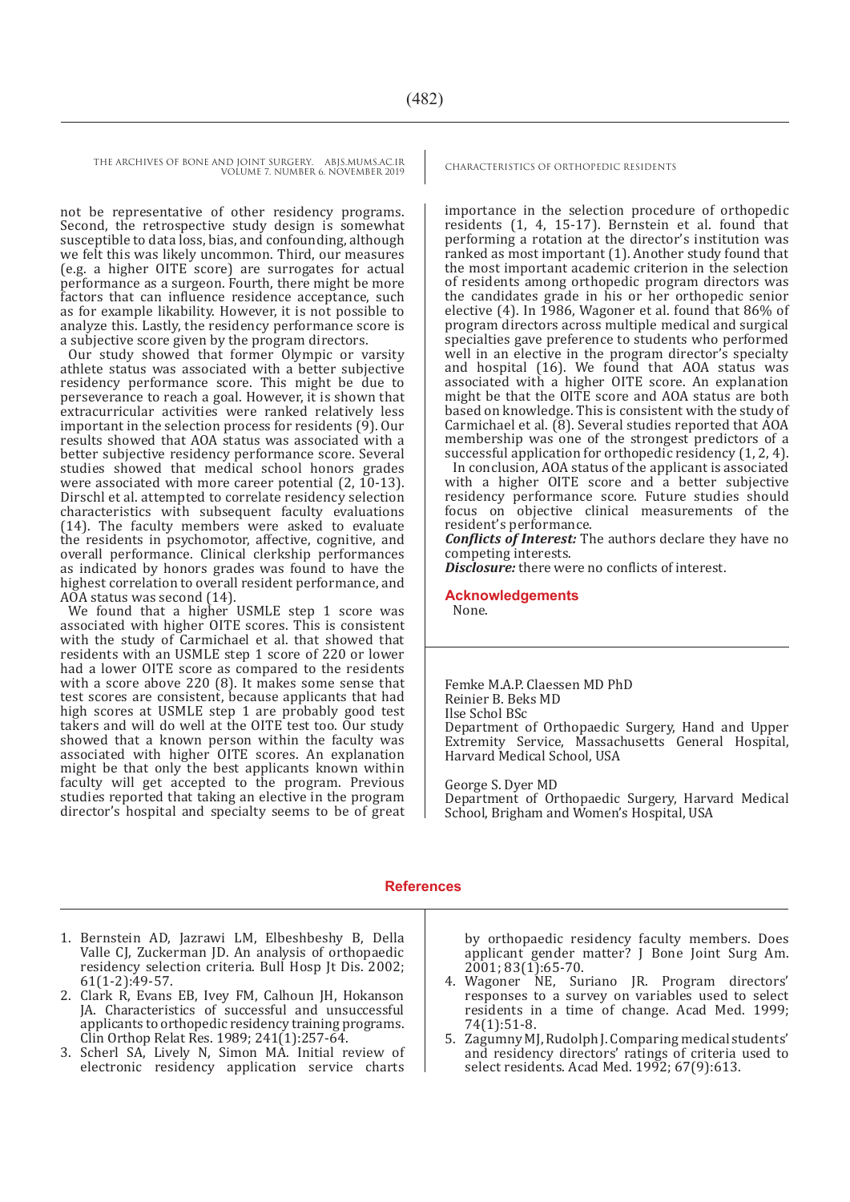not be representative of other residency programs. Second, the retrospective study design is somewhat susceptible to data loss, bias, and confounding, although we felt this was likely uncommon. Third, our measures (e.g. a higher OITE score) are surrogates for actual performance as a surgeon. Fourth, there might be more factors that can influence residence acceptance, such as for example likability. However, it is not possible to analyze this. Lastly, the residency performance score is a subjective score given by the program directors.

Our study showed that former Olympic or varsity athlete status was associated with a better subjective residency performance score. This might be due to perseverance to reach a goal. However, it is shown that extracurricular activities were ranked relatively less important in the selection process for residents (9). Our results showed that AOA status was associated with a better subjective residency performance score. Several studies showed that medical school honors grades were associated with more career potential (2, 10-13). Dirschl et al. attempted to correlate residency selection characteristics with subsequent faculty evaluations (14). The faculty members were asked to evaluate the residents in psychomotor, affective, cognitive, and overall performance. Clinical clerkship performances as indicated by honors grades was found to have the highest correlation to overall resident performance, and AOA status was second (14).

We found that a higher USMLE step 1 score was associated with higher OITE scores. This is consistent with the study of Carmichael et al. that showed that residents with an USMLE step 1 score of 220 or lower had a lower OITE score as compared to the residents with a score above 220 (8). It makes some sense that test scores are consistent, because applicants that had high scores at USMLE step 1 are probably good test takers and will do well at the OITE test too. Our study showed that a known person within the faculty was associated with higher OITE scores. An explanation might be that only the best applicants known within faculty will get accepted to the program. Previous studies reported that taking an elective in the program director's hospital and specialty seems to be of great importance in the selection procedure of orthopedic residents (1, 4, 15-17). Bernstein et al. found that performing a rotation at the director's institution was ranked as most important (1). Another study found that the most important academic criterion in the selection of residents among orthopedic program directors was the candidates grade in his or her orthopedic senior elective (4). In 1986, Wagoner et al. found that 86% of program directors across multiple medical and surgical specialties gave preference to students who performed well in an elective in the program director's specialty and hospital (16). We found that AOA status was associated with a higher OITE score. An explanation might be that the OITE score and AOA status are both based on knowledge. This is consistent with the study of Carmichael et al. (8). Several studies reported that AOA membership was one of the strongest predictors of a successful application for orthopedic residency (1, 2, 4).

In conclusion, AOA status of the applicant is associated with a higher OITE score and a better subjective residency performance score. Future studies should focus on objective clinical measurements of the resident's performance.

***Conflicts of Interest:*** The authors declare they have no competing interests.

***Disclosure:*** there were no conflicts of interest.

## Acknowledgements

None.

Femke M.A.P. Claessen MD PhD
Reinier B. Beks MD
Ilse Schol BSc
Department of Orthopaedic Surgery, Hand and Upper Extremity Service, Massachusetts General Hospital, Harvard Medical School, USA

George S. Dyer MD
Department of Orthopaedic Surgery, Harvard Medical School, Brigham and Women's Hospital, USA

## References

1. Bernstein AD, Jazrawi LM, Elbeshbeshy B, Della Valle CJ, Zuckerman JD. An analysis of orthopaedic residency selection criteria. Bull Hosp Jt Dis. 2002; 61(1-2):49-57.
2. Clark R, Evans EB, Ivey FM, Calhoun JH, Hokanson JA. Characteristics of successful and unsuccessful applicants to orthopedic residency training programs. Clin Orthop Relat Res. 1989; 241(1):257-64.
3. Scherl SA, Lively N, Simon MA. Initial review of electronic residency application service charts by orthopaedic residency faculty members. Does applicant gender matter? J Bone Joint Surg Am. 2001; 83(1):65-70.
4. Wagoner NE, Suriano JR. Program directors' responses to a survey on variables used to select residents in a time of change. Acad Med. 1999; 74(1):51-8.
5. Zagumny MJ, Rudolph J. Comparing medical students' and residency directors' ratings of criteria used to select residents. Acad Med. 1992; 67(9):613.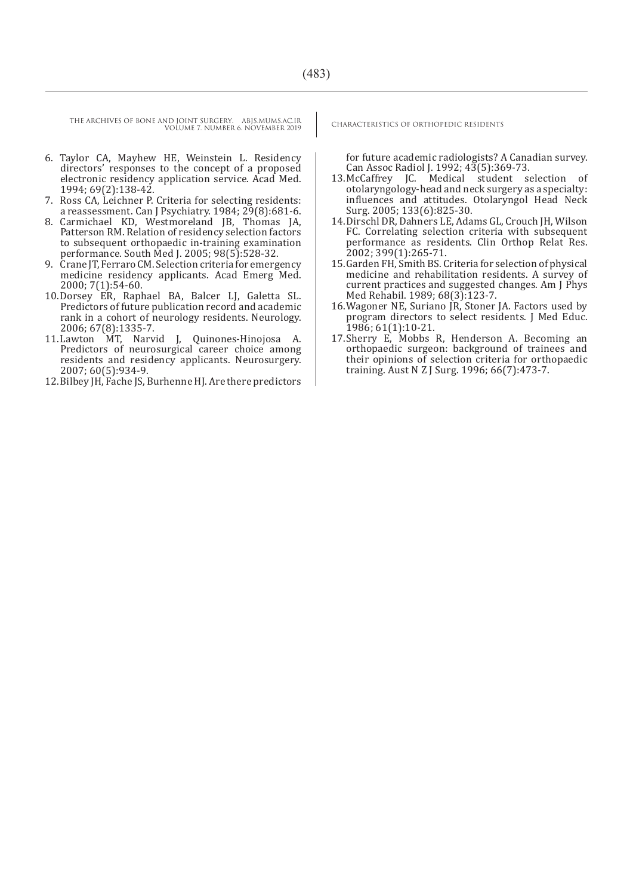6. Taylor CA, Mayhew HE, Weinstein L. Residency directors' responses to the concept of a proposed electronic residency application service. Acad Med. 1994; 69(2):138-42.
7. Ross CA, Leichner P. Criteria for selecting residents: a reassessment. Can J Psychiatry. 1984; 29(8):681-6.
8. Carmichael KD, Westmoreland JB, Thomas JA, Patterson RM. Relation of residency selection factors to subsequent orthopaedic in-training examination performance. South Med J. 2005; 98(5):528-32.
9. Crane JT, Ferraro CM. Selection criteria for emergency medicine residency applicants. Acad Emerg Med. 2000; 7(1):54-60.
10. Dorsey ER, Raphael BA, Balcer LJ, Galetta SL. Predictors of future publication record and academic rank in a cohort of neurology residents. Neurology. 2006; 67(8):1335-7.
11. Lawton MT, Narvid J, Quinones-Hinojosa A. Predictors of neurosurgical career choice among residents and residency applicants. Neurosurgery. 2007; 60(5):934-9.
12. Bilbey JH, Fache JS, Burhenne HJ. Are there predictors for future academic radiologists? A Canadian survey. Can Assoc Radiol J. 1992; 43(5):369-73.
13. McCaffrey JC. Medical student selection of otolaryngology-head and neck surgery as a specialty: influences and attitudes. Otolaryngol Head Neck Surg. 2005; 133(6):825-30.
14. Dirschl DR, Dahners LE, Adams GL, Crouch JH, Wilson FC. Correlating selection criteria with subsequent performance as residents. Clin Orthop Relat Res. 2002; 399(1):265-71.
15. Garden FH, Smith BS. Criteria for selection of physical medicine and rehabilitation residents. A survey of current practices and suggested changes. Am J Phys Med Rehabil. 1989; 68(3):123-7.
16. Wagoner NE, Suriano JR, Stoner JA. Factors used by program directors to select residents. J Med Educ. 1986; 61(1):10-21.
17. Sherry E, Mobbs R, Henderson A. Becoming an orthopaedic surgeon: background of trainees and their opinions of selection criteria for orthopaedic training. Aust N Z J Surg. 1996; 66(7):473-7.